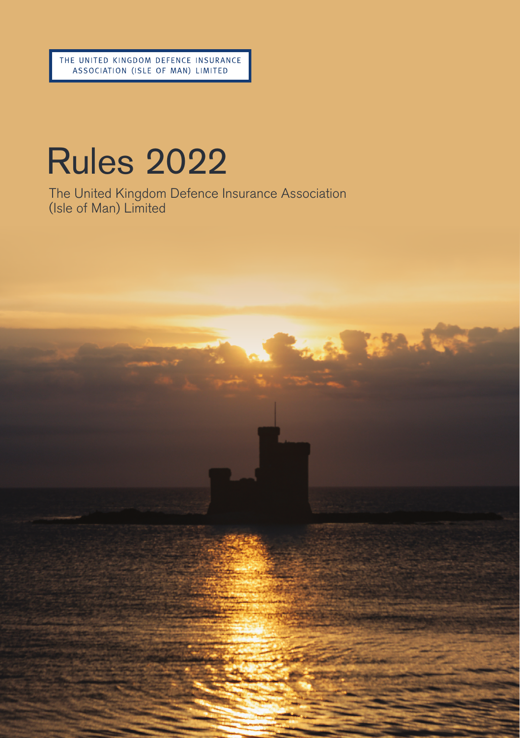THE UNITED KINGDOM DEFENCE INSURANCE ASSOCIATION (ISLE OF MAN) LIMITED

# Rules 2022

The United Kingdom Defence Insurance Association (Isle of Man) Limited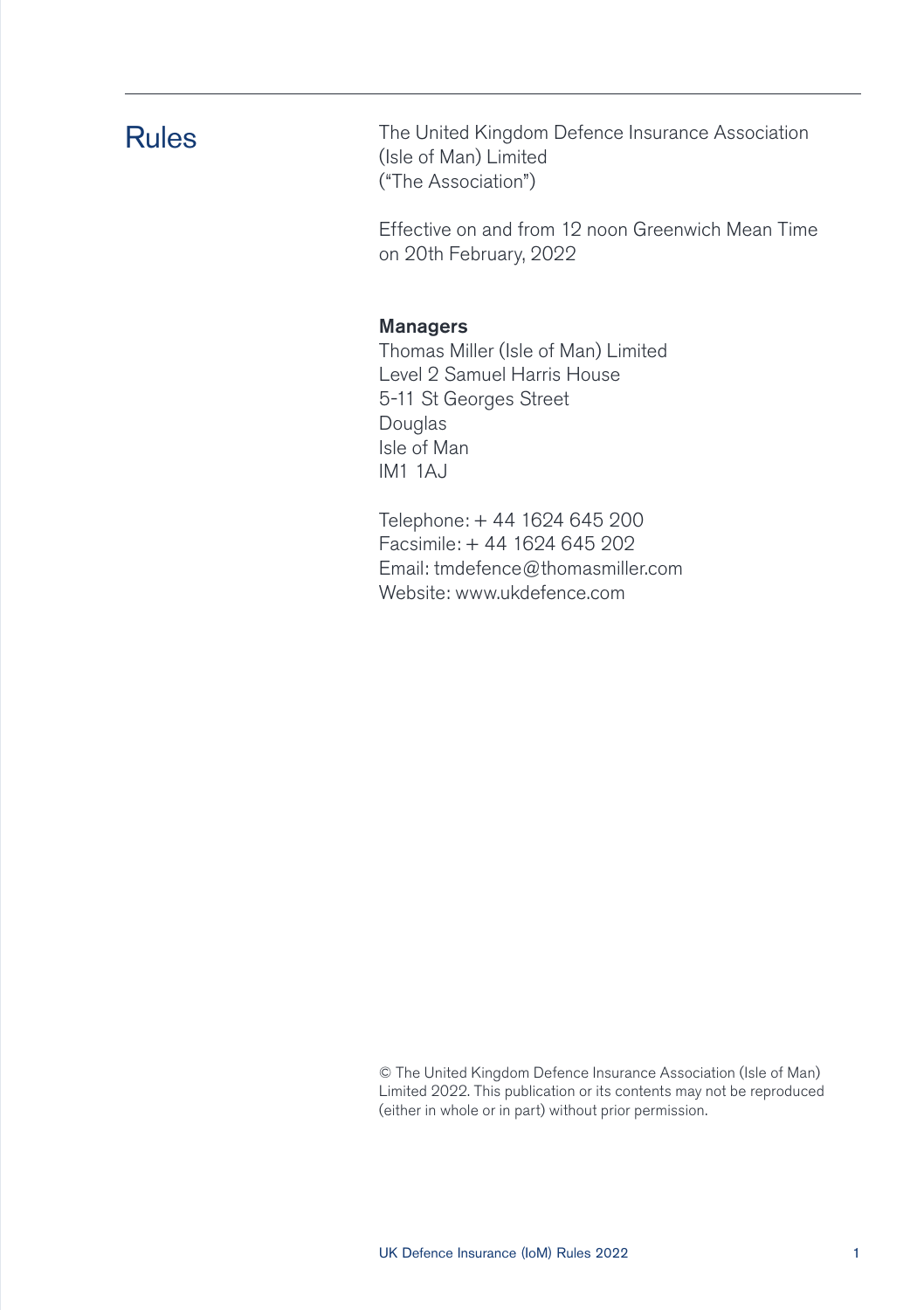# Rules

The United Kingdom Defence Insurance Association (Isle of Man) Limited
("The Association")

Effective on and from 12 noon Greenwich Mean Time on 20th February, 2022

**Managers**
Thomas Miller (Isle of Man) Limited
Level 2 Samuel Harris House
5-11 St Georges Street
Douglas
Isle of Man
IM1 1AJ

Telephone: + 44 1624 645 200
Facsimile: + 44 1624 645 202
Email: tmdefence@thomasmiller.com
Website: www.ukdefence.com

© The United Kingdom Defence Insurance Association (Isle of Man) Limited 2022. This publication or its contents may not be reproduced (either in whole or in part) without prior permission.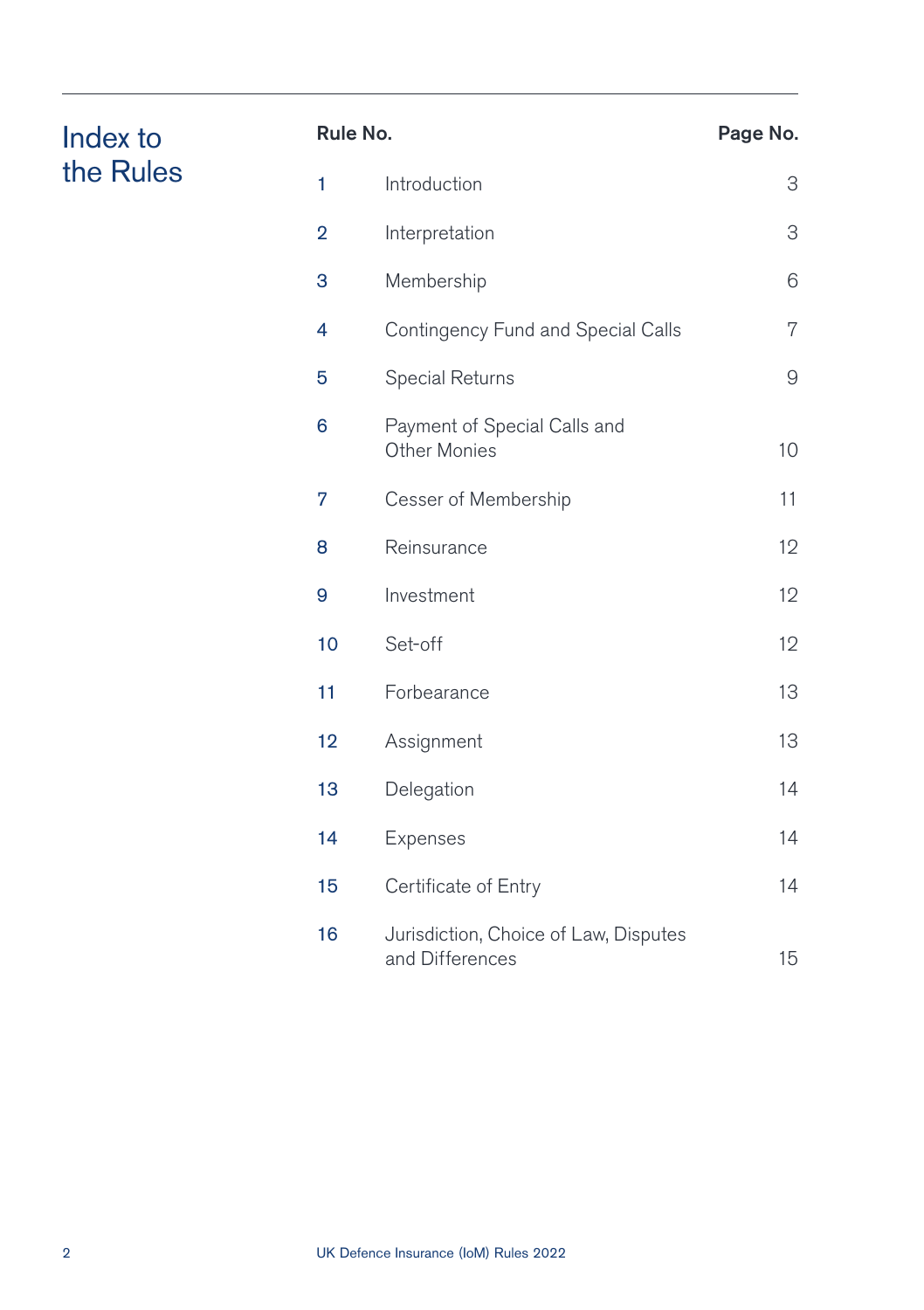# Index to the Rules

| Rule No. | | Page No. |
|---|---|---|
| 1 | Introduction | 3 |
| 2 | Interpretation | 3 |
| 3 | Membership | 6 |
| 4 | Contingency Fund and Special Calls | 7 |
| 5 | Special Returns | 9 |
| 6 | Payment of Special Calls and Other Monies | 10 |
| 7 | Cesser of Membership | 11 |
| 8 | Reinsurance | 12 |
| 9 | Investment | 12 |
| 10 | Set-off | 12 |
| 11 | Forbearance | 13 |
| 12 | Assignment | 13 |
| 13 | Delegation | 14 |
| 14 | Expenses | 14 |
| 15 | Certificate of Entry | 14 |
| 16 | Jurisdiction, Choice of Law, Disputes and Differences | 15 |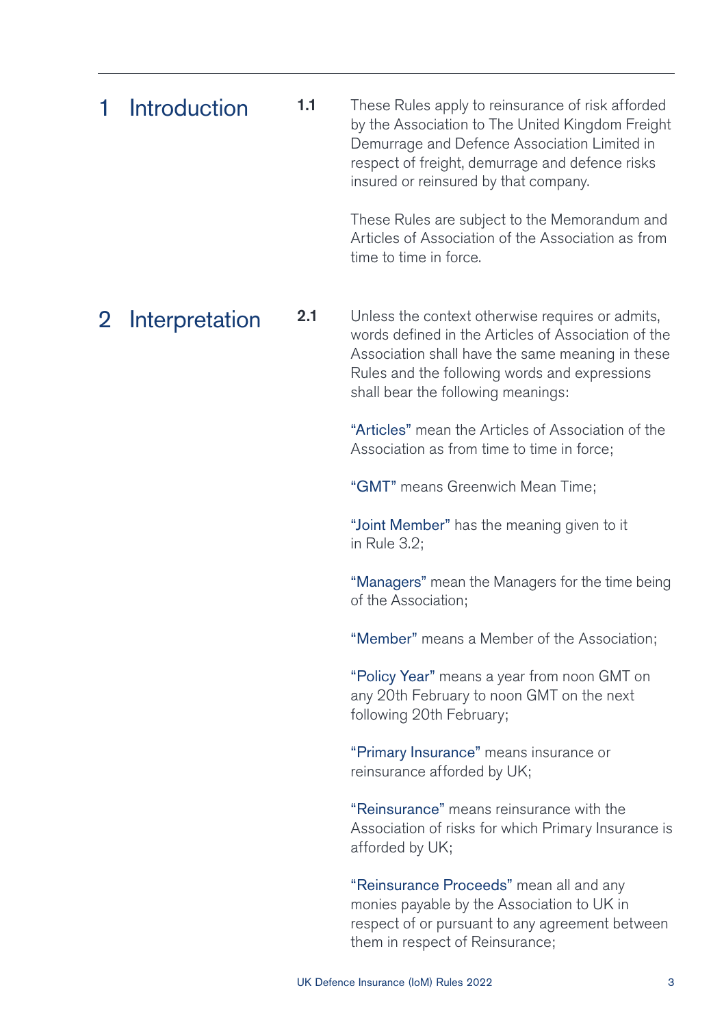# 1 Introduction

**1.1** These Rules apply to reinsurance of risk afforded by the Association to The United Kingdom Freight Demurrage and Defence Association Limited in respect of freight, demurrage and defence risks insured or reinsured by that company.

These Rules are subject to the Memorandum and Articles of Association of the Association as from time to time in force.

# 2 Interpretation

**2.1** Unless the context otherwise requires or admits, words defined in the Articles of Association of the Association shall have the same meaning in these Rules and the following words and expressions shall bear the following meanings:

"Articles" mean the Articles of Association of the Association as from time to time in force;

"GMT" means Greenwich Mean Time;

"Joint Member" has the meaning given to it in Rule 3.2;

"Managers" mean the Managers for the time being of the Association;

"Member" means a Member of the Association;

"Policy Year" means a year from noon GMT on any 20th February to noon GMT on the next following 20th February;

"Primary Insurance" means insurance or reinsurance afforded by UK;

"Reinsurance" means reinsurance with the Association of risks for which Primary Insurance is afforded by UK;

"Reinsurance Proceeds" mean all and any monies payable by the Association to UK in respect of or pursuant to any agreement between them in respect of Reinsurance;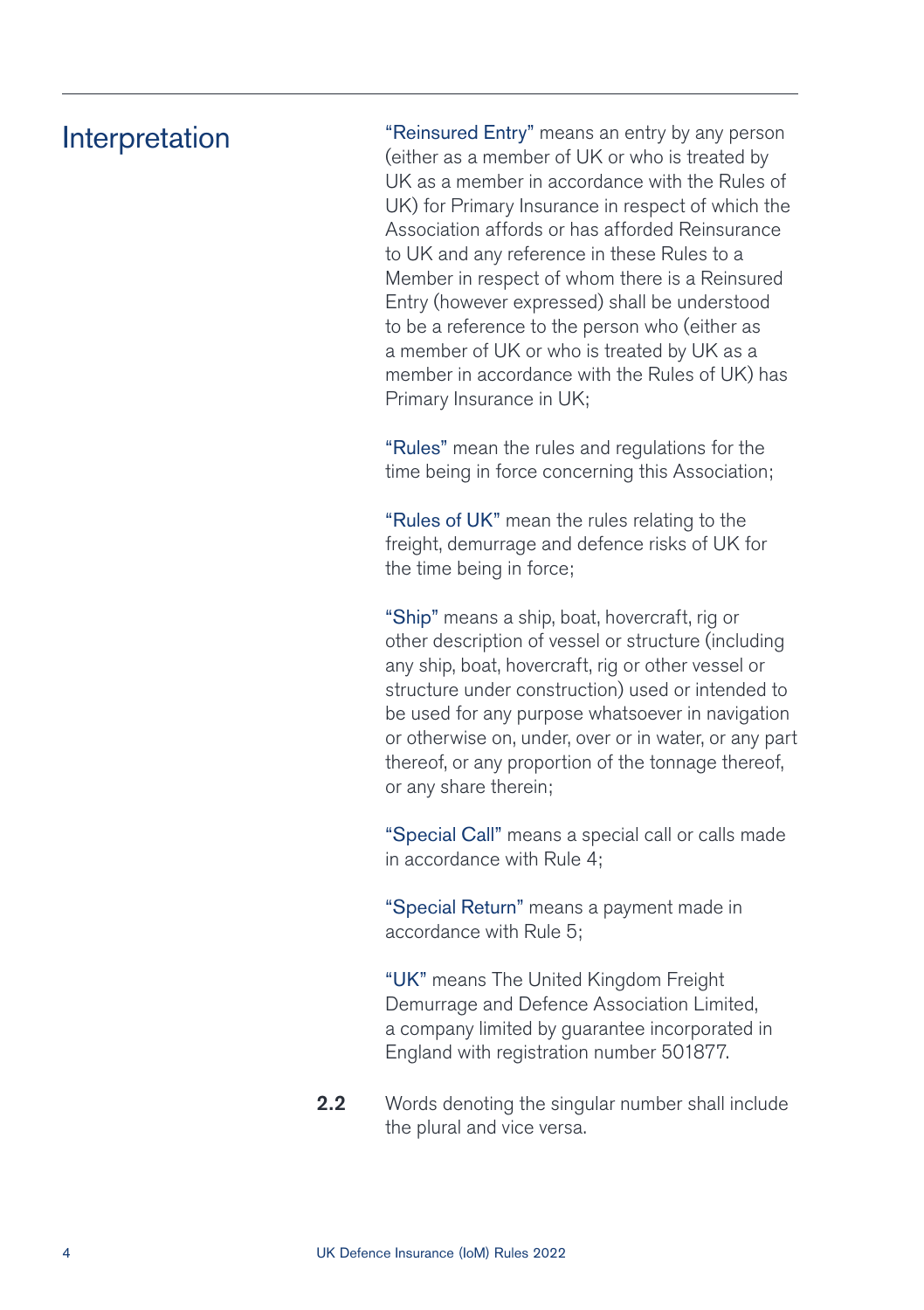## Interpretation

"Reinsured Entry" means an entry by any person (either as a member of UK or who is treated by UK as a member in accordance with the Rules of UK) for Primary Insurance in respect of which the Association affords or has afforded Reinsurance to UK and any reference in these Rules to a Member in respect of whom there is a Reinsured Entry (however expressed) shall be understood to be a reference to the person who (either as a member of UK or who is treated by UK as a member in accordance with the Rules of UK) has Primary Insurance in UK;

"Rules" mean the rules and regulations for the time being in force concerning this Association;

"Rules of UK" mean the rules relating to the freight, demurrage and defence risks of UK for the time being in force;

"Ship" means a ship, boat, hovercraft, rig or other description of vessel or structure (including any ship, boat, hovercraft, rig or other vessel or structure under construction) used or intended to be used for any purpose whatsoever in navigation or otherwise on, under, over or in water, or any part thereof, or any proportion of the tonnage thereof, or any share therein;

"Special Call" means a special call or calls made in accordance with Rule 4;

"Special Return" means a payment made in accordance with Rule 5;

"UK" means The United Kingdom Freight Demurrage and Defence Association Limited, a company limited by guarantee incorporated in England with registration number 501877.

**2.2** Words denoting the singular number shall include the plural and vice versa.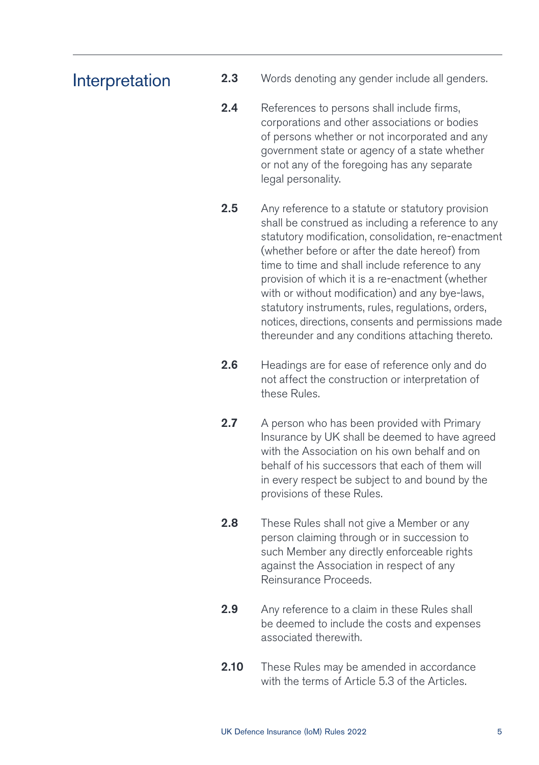## Interpretation

**2.3** Words denoting any gender include all genders.

**2.4** References to persons shall include firms, corporations and other associations or bodies of persons whether or not incorporated and any government state or agency of a state whether or not any of the foregoing has any separate legal personality.

**2.5** Any reference to a statute or statutory provision shall be construed as including a reference to any statutory modification, consolidation, re-enactment (whether before or after the date hereof) from time to time and shall include reference to any provision of which it is a re-enactment (whether with or without modification) and any bye-laws, statutory instruments, rules, regulations, orders, notices, directions, consents and permissions made thereunder and any conditions attaching thereto.

**2.6** Headings are for ease of reference only and do not affect the construction or interpretation of these Rules.

**2.7** A person who has been provided with Primary Insurance by UK shall be deemed to have agreed with the Association on his own behalf and on behalf of his successors that each of them will in every respect be subject to and bound by the provisions of these Rules.

**2.8** These Rules shall not give a Member or any person claiming through or in succession to such Member any directly enforceable rights against the Association in respect of any Reinsurance Proceeds.

**2.9** Any reference to a claim in these Rules shall be deemed to include the costs and expenses associated therewith.

**2.10** These Rules may be amended in accordance with the terms of Article 5.3 of the Articles.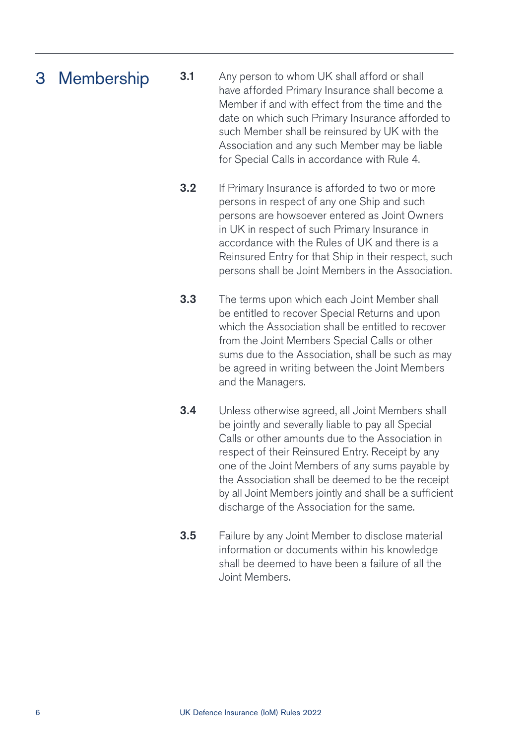# 3 Membership

**3.1** Any person to whom UK shall afford or shall have afforded Primary Insurance shall become a Member if and with effect from the time and the date on which such Primary Insurance afforded to such Member shall be reinsured by UK with the Association and any such Member may be liable for Special Calls in accordance with Rule 4.

**3.2** If Primary Insurance is afforded to two or more persons in respect of any one Ship and such persons are howsoever entered as Joint Owners in UK in respect of such Primary Insurance in accordance with the Rules of UK and there is a Reinsured Entry for that Ship in their respect, such persons shall be Joint Members in the Association.

**3.3** The terms upon which each Joint Member shall be entitled to recover Special Returns and upon which the Association shall be entitled to recover from the Joint Members Special Calls or other sums due to the Association, shall be such as may be agreed in writing between the Joint Members and the Managers.

**3.4** Unless otherwise agreed, all Joint Members shall be jointly and severally liable to pay all Special Calls or other amounts due to the Association in respect of their Reinsured Entry. Receipt by any one of the Joint Members of any sums payable by the Association shall be deemed to be the receipt by all Joint Members jointly and shall be a sufficient discharge of the Association for the same.

**3.5** Failure by any Joint Member to disclose material information or documents within his knowledge shall be deemed to have been a failure of all the Joint Members.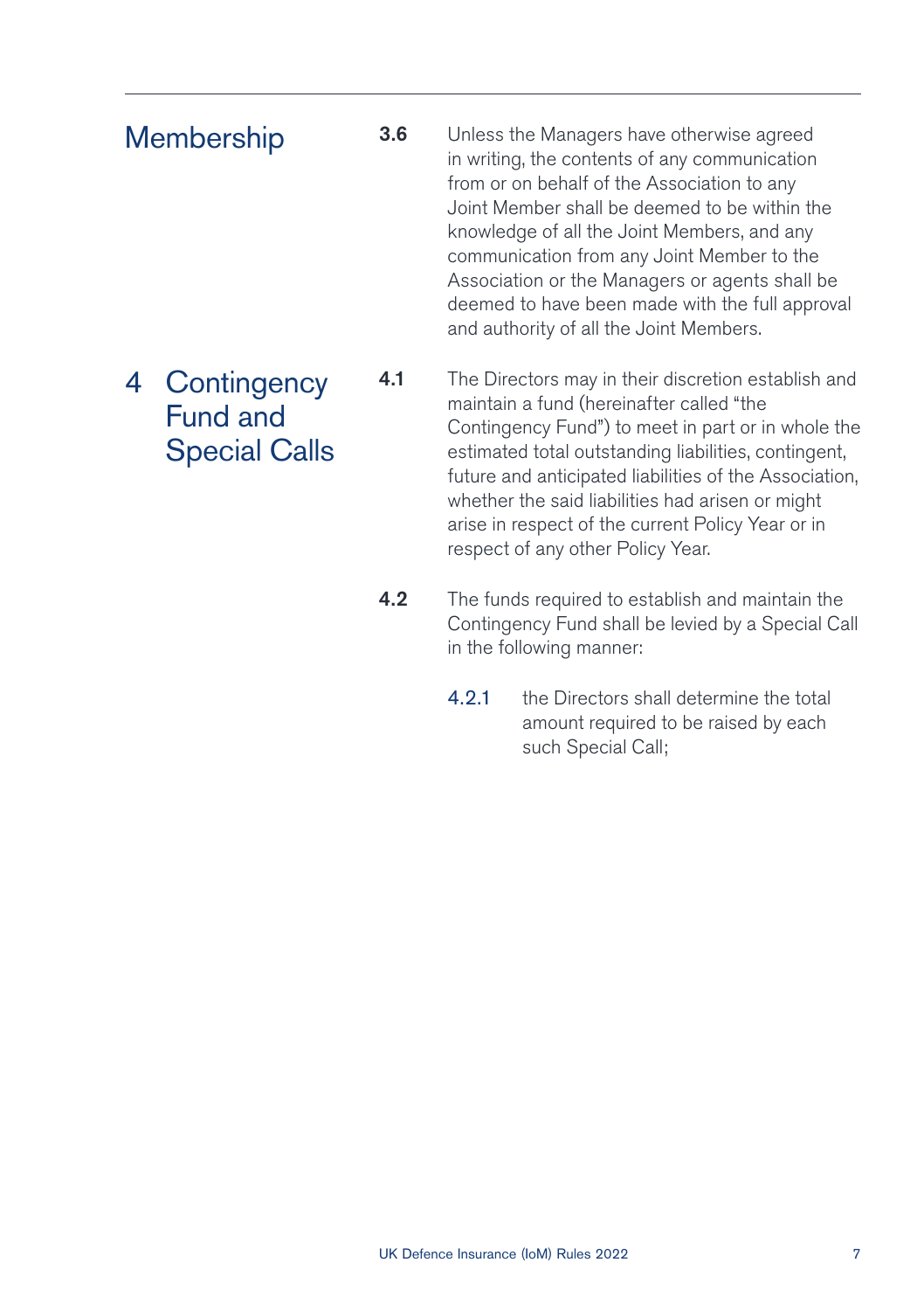## Membership

**3.6** Unless the Managers have otherwise agreed in writing, the contents of any communication from or on behalf of the Association to any Joint Member shall be deemed to be within the knowledge of all the Joint Members, and any communication from any Joint Member to the Association or the Managers or agents shall be deemed to have been made with the full approval and authority of all the Joint Members.

## 4 Contingency Fund and Special Calls

**4.1** The Directors may in their discretion establish and maintain a fund (hereinafter called "the Contingency Fund") to meet in part or in whole the estimated total outstanding liabilities, contingent, future and anticipated liabilities of the Association, whether the said liabilities had arisen or might arise in respect of the current Policy Year or in respect of any other Policy Year.

**4.2** The funds required to establish and maintain the Contingency Fund shall be levied by a Special Call in the following manner:

4.2.1 the Directors shall determine the total amount required to be raised by each such Special Call;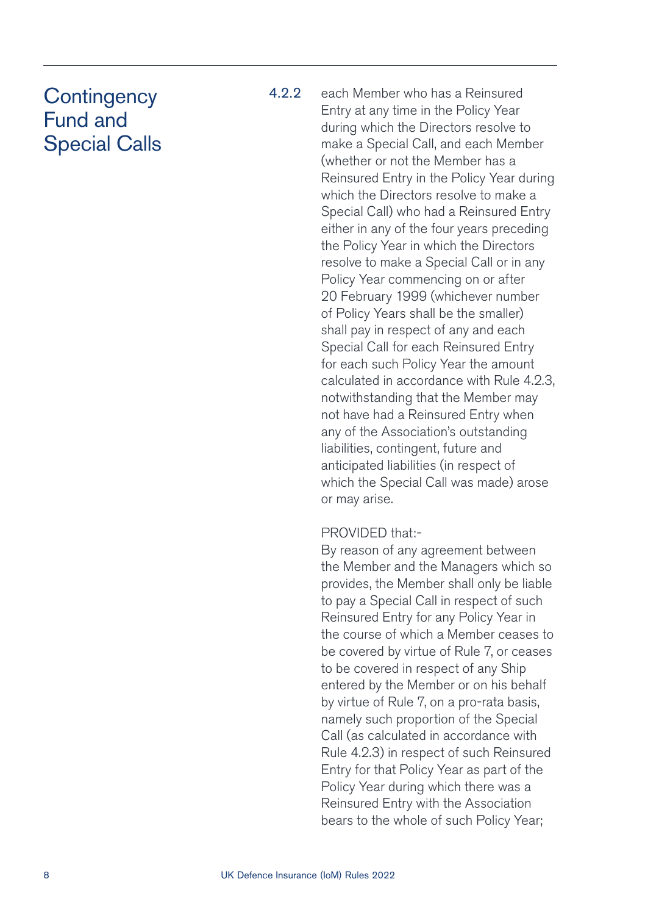# Contingency Fund and Special Calls

4.2.2 each Member who has a Reinsured Entry at any time in the Policy Year during which the Directors resolve to make a Special Call, and each Member (whether or not the Member has a Reinsured Entry in the Policy Year during which the Directors resolve to make a Special Call) who had a Reinsured Entry either in any of the four years preceding the Policy Year in which the Directors resolve to make a Special Call or in any Policy Year commencing on or after 20 February 1999 (whichever number of Policy Years shall be the smaller) shall pay in respect of any and each Special Call for each Reinsured Entry for each such Policy Year the amount calculated in accordance with Rule 4.2.3, notwithstanding that the Member may not have had a Reinsured Entry when any of the Association's outstanding liabilities, contingent, future and anticipated liabilities (in respect of which the Special Call was made) arose or may arise.

PROVIDED that:-
By reason of any agreement between the Member and the Managers which so provides, the Member shall only be liable to pay a Special Call in respect of such Reinsured Entry for any Policy Year in the course of which a Member ceases to be covered by virtue of Rule 7, or ceases to be covered in respect of any Ship entered by the Member or on his behalf by virtue of Rule 7, on a pro-rata basis, namely such proportion of the Special Call (as calculated in accordance with Rule 4.2.3) in respect of such Reinsured Entry for that Policy Year as part of the Policy Year during which there was a Reinsured Entry with the Association bears to the whole of such Policy Year;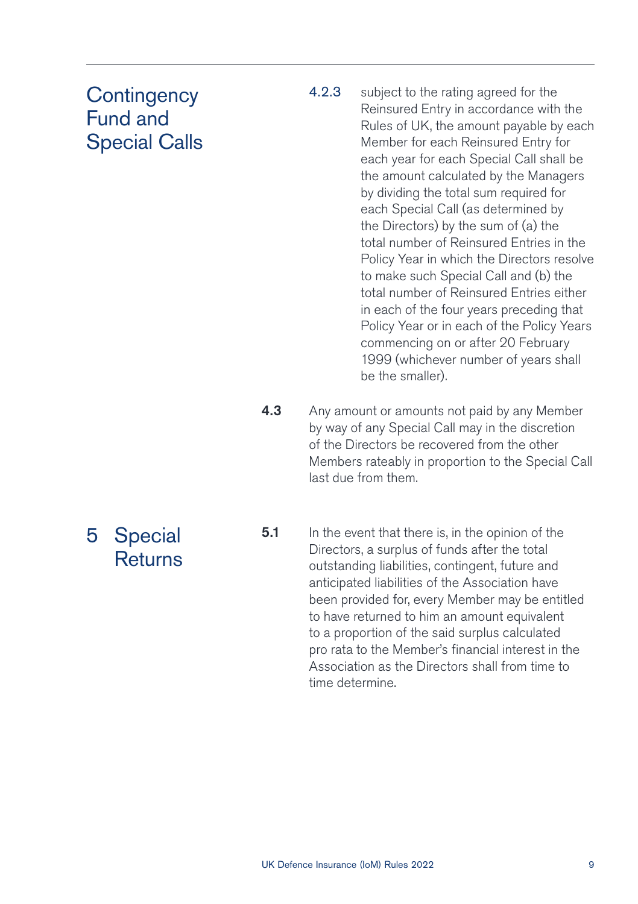## Contingency Fund and Special Calls

4.2.3 subject to the rating agreed for the Reinsured Entry in accordance with the Rules of UK, the amount payable by each Member for each Reinsured Entry for each year for each Special Call shall be the amount calculated by the Managers by dividing the total sum required for each Special Call (as determined by the Directors) by the sum of (a) the total number of Reinsured Entries in the Policy Year in which the Directors resolve to make such Special Call and (b) the total number of Reinsured Entries either in each of the four years preceding that Policy Year or in each of the Policy Years commencing on or after 20 February 1999 (whichever number of years shall be the smaller).

**4.3** Any amount or amounts not paid by any Member by way of any Special Call may in the discretion of the Directors be recovered from the other Members rateably in proportion to the Special Call last due from them.

## 5 Special Returns

**5.1** In the event that there is, in the opinion of the Directors, a surplus of funds after the total outstanding liabilities, contingent, future and anticipated liabilities of the Association have been provided for, every Member may be entitled to have returned to him an amount equivalent to a proportion of the said surplus calculated pro rata to the Member's financial interest in the Association as the Directors shall from time to time determine.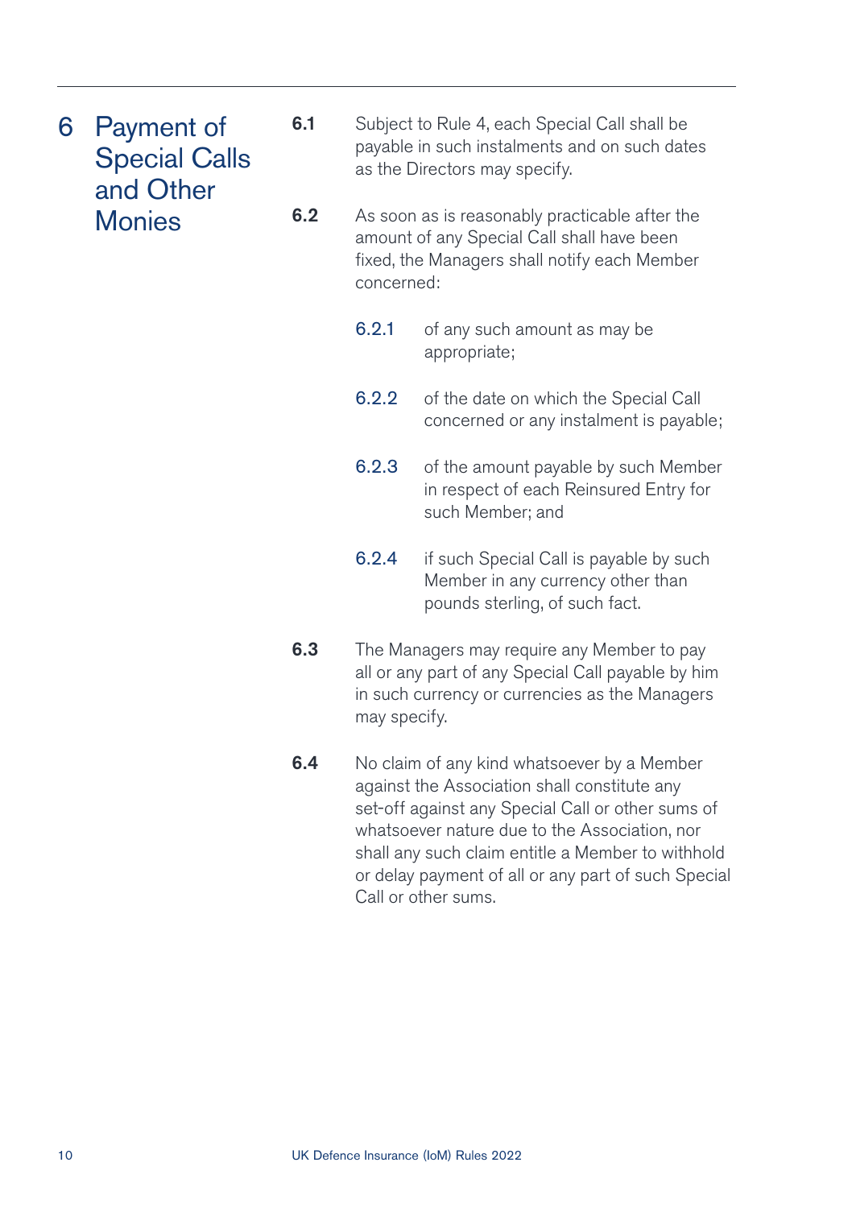# 6 Payment of Special Calls and Other Monies

**6.1** Subject to Rule 4, each Special Call shall be payable in such instalments and on such dates as the Directors may specify.

**6.2** As soon as is reasonably practicable after the amount of any Special Call shall have been fixed, the Managers shall notify each Member concerned:

- 6.2.1 of any such amount as may be appropriate;
- 6.2.2 of the date on which the Special Call concerned or any instalment is payable;
- 6.2.3 of the amount payable by such Member in respect of each Reinsured Entry for such Member; and
- 6.2.4 if such Special Call is payable by such Member in any currency other than pounds sterling, of such fact.

**6.3** The Managers may require any Member to pay all or any part of any Special Call payable by him in such currency or currencies as the Managers may specify.

**6.4** No claim of any kind whatsoever by a Member against the Association shall constitute any set-off against any Special Call or other sums of whatsoever nature due to the Association, nor shall any such claim entitle a Member to withhold or delay payment of all or any part of such Special Call or other sums.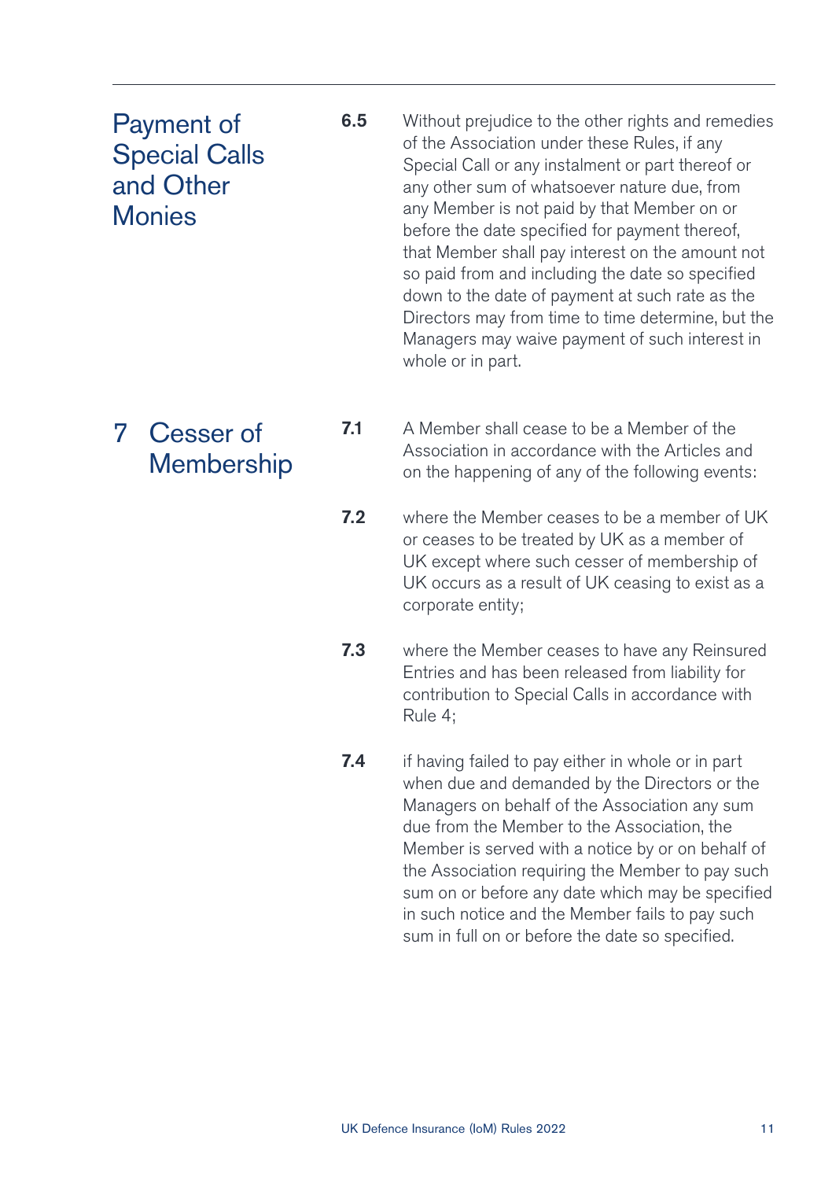## Payment of Special Calls and Other Monies

**6.5** Without prejudice to the other rights and remedies of the Association under these Rules, if any Special Call or any instalment or part thereof or any other sum of whatsoever nature due, from any Member is not paid by that Member on or before the date specified for payment thereof, that Member shall pay interest on the amount not so paid from and including the date so specified down to the date of payment at such rate as the Directors may from time to time determine, but the Managers may waive payment of such interest in whole or in part.

## 7 Cesser of Membership

**7.1** A Member shall cease to be a Member of the Association in accordance with the Articles and on the happening of any of the following events:

**7.2** where the Member ceases to be a member of UK or ceases to be treated by UK as a member of UK except where such cesser of membership of UK occurs as a result of UK ceasing to exist as a corporate entity;

**7.3** where the Member ceases to have any Reinsured Entries and has been released from liability for contribution to Special Calls in accordance with Rule 4;

**7.4** if having failed to pay either in whole or in part when due and demanded by the Directors or the Managers on behalf of the Association any sum due from the Member to the Association, the Member is served with a notice by or on behalf of the Association requiring the Member to pay such sum on or before any date which may be specified in such notice and the Member fails to pay such sum in full on or before the date so specified.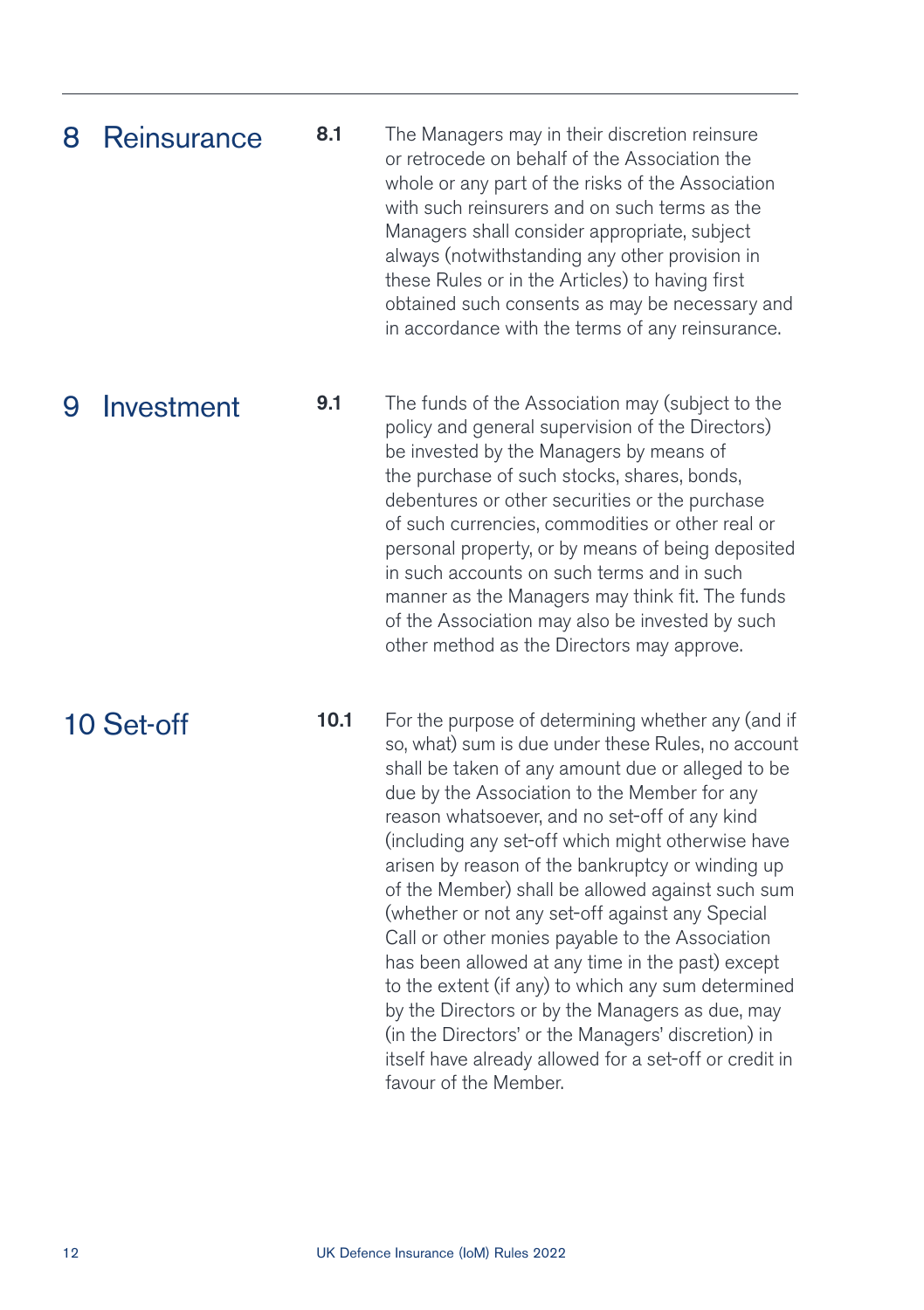## 8 Reinsurance

**8.1** The Managers may in their discretion reinsure or retrocede on behalf of the Association the whole or any part of the risks of the Association with such reinsurers and on such terms as the Managers shall consider appropriate, subject always (notwithstanding any other provision in these Rules or in the Articles) to having first obtained such consents as may be necessary and in accordance with the terms of any reinsurance.

## 9 Investment

**9.1** The funds of the Association may (subject to the policy and general supervision of the Directors) be invested by the Managers by means of the purchase of such stocks, shares, bonds, debentures or other securities or the purchase of such currencies, commodities or other real or personal property, or by means of being deposited in such accounts on such terms and in such manner as the Managers may think fit. The funds of the Association may also be invested by such other method as the Directors may approve.

## 10 Set-off

**10.1** For the purpose of determining whether any (and if so, what) sum is due under these Rules, no account shall be taken of any amount due or alleged to be due by the Association to the Member for any reason whatsoever, and no set-off of any kind (including any set-off which might otherwise have arisen by reason of the bankruptcy or winding up of the Member) shall be allowed against such sum (whether or not any set-off against any Special Call or other monies payable to the Association has been allowed at any time in the past) except to the extent (if any) to which any sum determined by the Directors or by the Managers as due, may (in the Directors' or the Managers' discretion) in itself have already allowed for a set-off or credit in favour of the Member.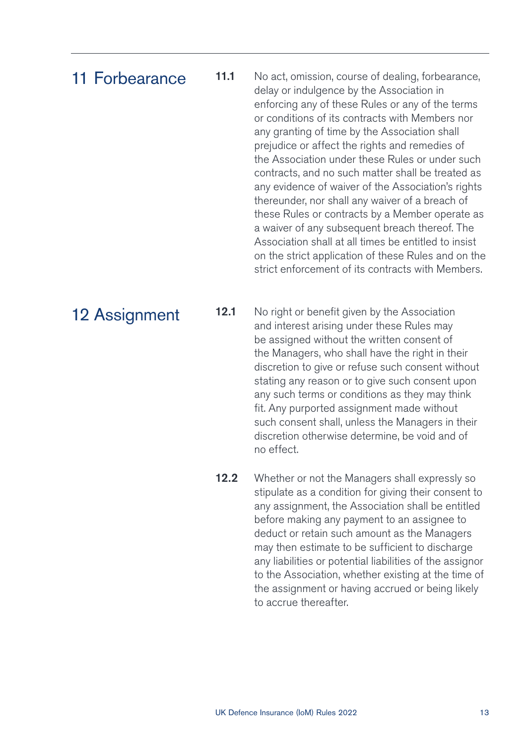## 11 Forbearance

**11.1** No act, omission, course of dealing, forbearance, delay or indulgence by the Association in enforcing any of these Rules or any of the terms or conditions of its contracts with Members nor any granting of time by the Association shall prejudice or affect the rights and remedies of the Association under these Rules or under such contracts, and no such matter shall be treated as any evidence of waiver of the Association's rights thereunder, nor shall any waiver of a breach of these Rules or contracts by a Member operate as a waiver of any subsequent breach thereof. The Association shall at all times be entitled to insist on the strict application of these Rules and on the strict enforcement of its contracts with Members.

## 12 Assignment

**12.1** No right or benefit given by the Association and interest arising under these Rules may be assigned without the written consent of the Managers, who shall have the right in their discretion to give or refuse such consent without stating any reason or to give such consent upon any such terms or conditions as they may think fit. Any purported assignment made without such consent shall, unless the Managers in their discretion otherwise determine, be void and of no effect.

**12.2** Whether or not the Managers shall expressly so stipulate as a condition for giving their consent to any assignment, the Association shall be entitled before making any payment to an assignee to deduct or retain such amount as the Managers may then estimate to be sufficient to discharge any liabilities or potential liabilities of the assignor to the Association, whether existing at the time of the assignment or having accrued or being likely to accrue thereafter.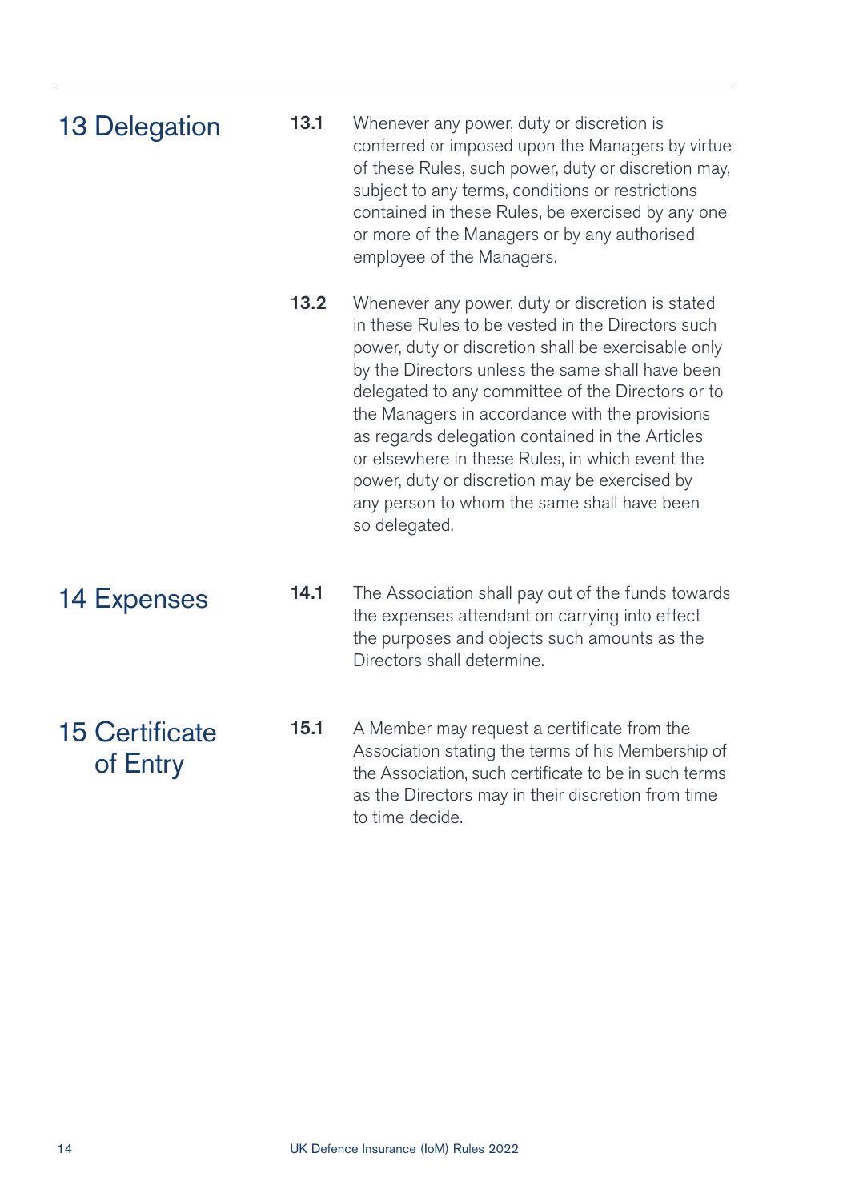## 13 Delegation

**13.1** Whenever any power, duty or discretion is conferred or imposed upon the Managers by virtue of these Rules, such power, duty or discretion may, subject to any terms, conditions or restrictions contained in these Rules, be exercised by any one or more of the Managers or by any authorised employee of the Managers.

**13.2** Whenever any power, duty or discretion is stated in these Rules to be vested in the Directors such power, duty or discretion shall be exercisable only by the Directors unless the same shall have been delegated to any committee of the Directors or to the Managers in accordance with the provisions as regards delegation contained in the Articles or elsewhere in these Rules, in which event the power, duty or discretion may be exercised by any person to whom the same shall have been so delegated.

## 14 Expenses

**14.1** The Association shall pay out of the funds towards the expenses attendant on carrying into effect the purposes and objects such amounts as the Directors shall determine.

## 15 Certificate of Entry

**15.1** A Member may request a certificate from the Association stating the terms of his Membership of the Association, such certificate to be in such terms as the Directors may in their discretion from time to time decide.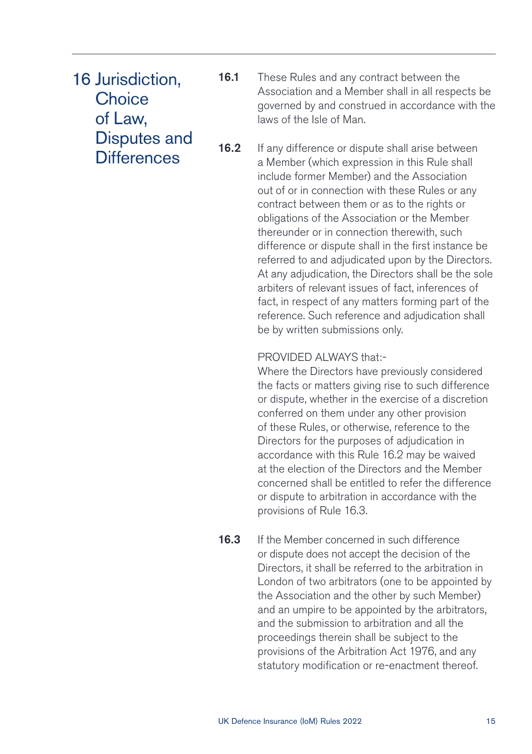## 16 Jurisdiction, Choice of Law, Disputes and Differences

**16.1** These Rules and any contract between the Association and a Member shall in all respects be governed by and construed in accordance with the laws of the Isle of Man.

**16.2** If any difference or dispute shall arise between a Member (which expression in this Rule shall include former Member) and the Association out of or in connection with these Rules or any contract between them or as to the rights or obligations of the Association or the Member thereunder or in connection therewith, such difference or dispute shall in the first instance be referred to and adjudicated upon by the Directors. At any adjudication, the Directors shall be the sole arbiters of relevant issues of fact, inferences of fact, in respect of any matters forming part of the reference. Such reference and adjudication shall be by written submissions only.

PROVIDED ALWAYS that:-
Where the Directors have previously considered the facts or matters giving rise to such difference or dispute, whether in the exercise of a discretion conferred on them under any other provision of these Rules, or otherwise, reference to the Directors for the purposes of adjudication in accordance with this Rule 16.2 may be waived at the election of the Directors and the Member concerned shall be entitled to refer the difference or dispute to arbitration in accordance with the provisions of Rule 16.3.

**16.3** If the Member concerned in such difference or dispute does not accept the decision of the Directors, it shall be referred to the arbitration in London of two arbitrators (one to be appointed by the Association and the other by such Member) and an umpire to be appointed by the arbitrators, and the submission to arbitration and all the proceedings therein shall be subject to the provisions of the Arbitration Act 1976, and any statutory modification or re-enactment thereof.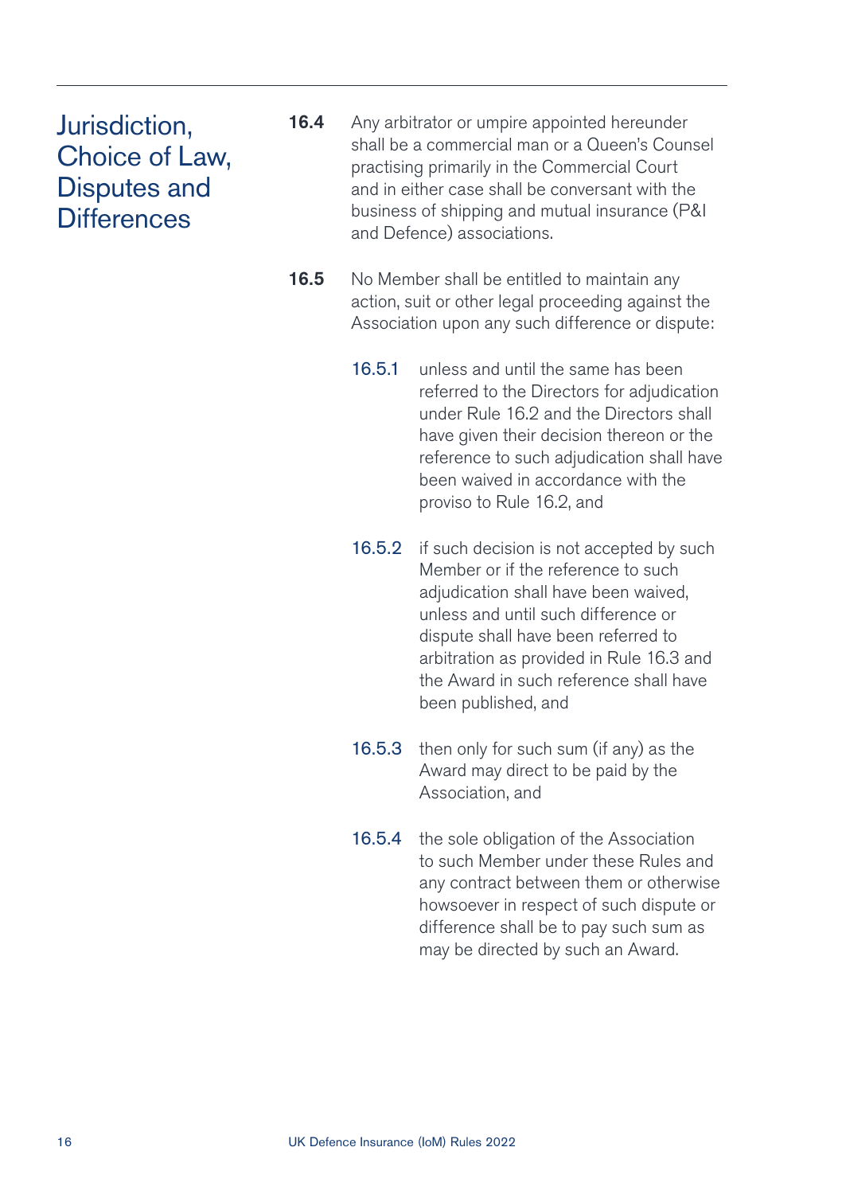# Jurisdiction, Choice of Law, Disputes and Differences

**16.4** Any arbitrator or umpire appointed hereunder shall be a commercial man or a Queen's Counsel practising primarily in the Commercial Court and in either case shall be conversant with the business of shipping and mutual insurance (P&I and Defence) associations.

**16.5** No Member shall be entitled to maintain any action, suit or other legal proceeding against the Association upon any such difference or dispute:

16.5.1 unless and until the same has been referred to the Directors for adjudication under Rule 16.2 and the Directors shall have given their decision thereon or the reference to such adjudication shall have been waived in accordance with the proviso to Rule 16.2, and

16.5.2 if such decision is not accepted by such Member or if the reference to such adjudication shall have been waived, unless and until such difference or dispute shall have been referred to arbitration as provided in Rule 16.3 and the Award in such reference shall have been published, and

16.5.3 then only for such sum (if any) as the Award may direct to be paid by the Association, and

16.5.4 the sole obligation of the Association to such Member under these Rules and any contract between them or otherwise howsoever in respect of such dispute or difference shall be to pay such sum as may be directed by such an Award.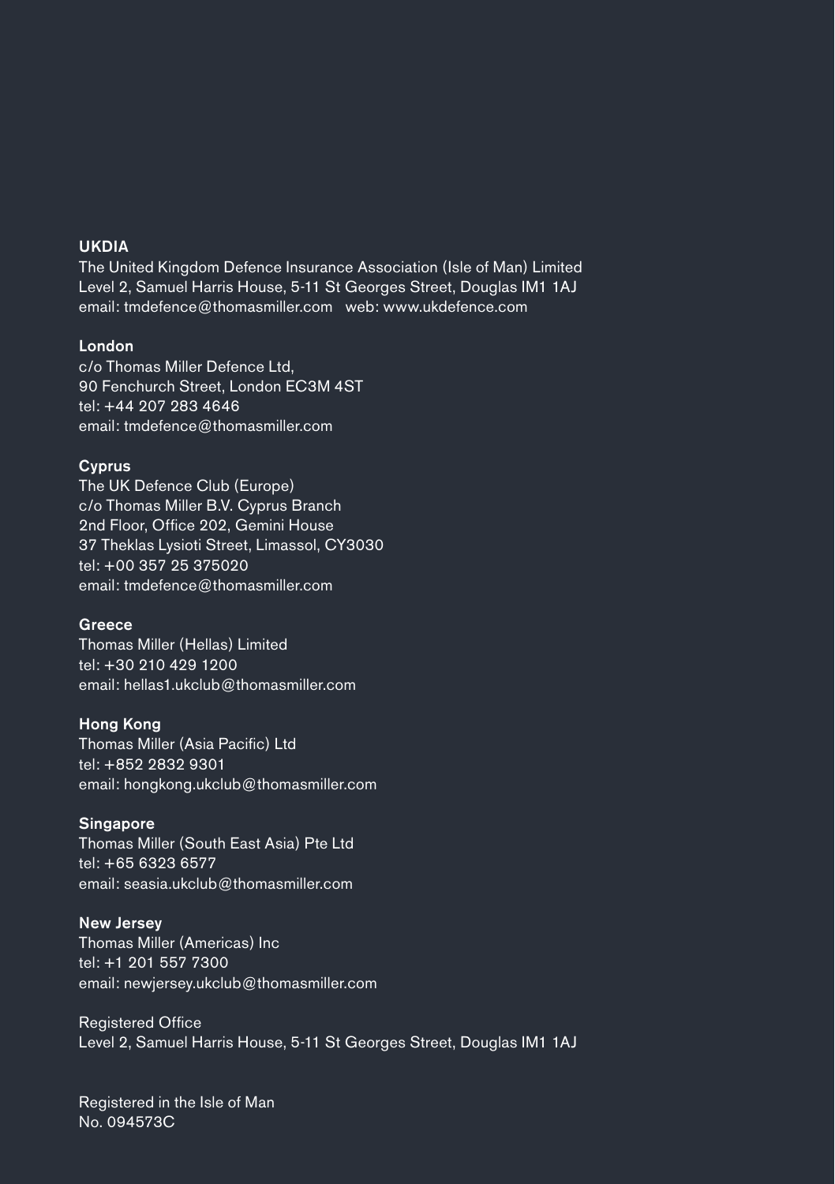**UKDIA**
The United Kingdom Defence Insurance Association (Isle of Man) Limited
Level 2, Samuel Harris House, 5-11 St Georges Street, Douglas IM1 1AJ
email: tmdefence@thomasmiller.com web: www.ukdefence.com

**London**
c/o Thomas Miller Defence Ltd,
90 Fenchurch Street, London EC3M 4ST
tel: +44 207 283 4646
email: tmdefence@thomasmiller.com

**Cyprus**
The UK Defence Club (Europe)
c/o Thomas Miller B.V. Cyprus Branch
2nd Floor, Office 202, Gemini House
37 Theklas Lysioti Street, Limassol, CY3030
tel: +00 357 25 375020
email: tmdefence@thomasmiller.com

**Greece**
Thomas Miller (Hellas) Limited
tel: +30 210 429 1200
email: hellas1.ukclub@thomasmiller.com

**Hong Kong**
Thomas Miller (Asia Pacific) Ltd
tel: +852 2832 9301
email: hongkong.ukclub@thomasmiller.com

**Singapore**
Thomas Miller (South East Asia) Pte Ltd
tel: +65 6323 6577
email: seasia.ukclub@thomasmiller.com

**New Jersey**
Thomas Miller (Americas) Inc
tel: +1 201 557 7300
email: newjersey.ukclub@thomasmiller.com

Registered Office
Level 2, Samuel Harris House, 5-11 St Georges Street, Douglas IM1 1AJ

Registered in the Isle of Man
No. 094573C